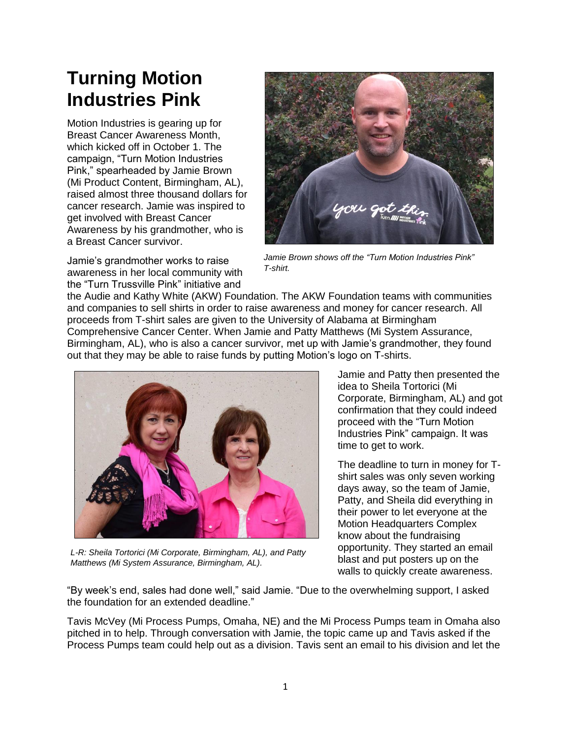# Turning Motion Industries Pink

Motion Industries is gearing up for Breast Cancer Awareness Month, which kicked off in October 1. The campaign, "Turn Motion Industries Pink," spearheaded by Jamie Brown (Mi Product Content, Birmingham, AL), raised almost three thousand dollars for cancer research. Jamie was inspired to get involved with Breast Cancer Awareness by his grandmother, who is a Breast Cancer survivor.

*Jamie Brown shows off the "Turn Motion Industries Pink" T-shirt.*

Jamie's grandmother works to raise awareness in her local community with the "Turn Trussville Pink" initiative and the Audie and Kathy White (AKW) Foundation. The AKW Foundation teams with communities and companies to sell shirts in order to raise awareness and money for cancer research. All proceeds from T-shirt sales are given to the University of Alabama at Birmingham Comprehensive Cancer Center. When Jamie and Patty Matthews (Mi System Assurance, Birmingham, AL), who is also a cancer survivor, met up with Jamie's grandmother, they found out that they may be able to raise funds by putting Motion's logo on T-shirts.

*L-R: Sheila Tortorici (Mi Corporate, Birmingham, AL), and Patty Matthews (Mi System Assurance, Birmingham, AL).*

Jamie and Patty then presented the idea to Sheila Tortorici (Mi Corporate, Birmingham, AL) and got confirmation that they could indeed proceed with the "Turn Motion Industries Pink" campaign. It was time to get to work.

The deadline to turn in money for T-shirt sales was only seven working days away, so the team of Jamie, Patty, and Sheila did everything in their power to let everyone at the Motion Headquarters Complex know about the fundraising opportunity. They started an email blast and put posters up on the walls to quickly create awareness.

"By week's end, sales had done well," said Jamie. "Due to the overwhelming support, I asked the foundation for an extended deadline."

Tavis McVey (Mi Process Pumps, Omaha, NE) and the Mi Process Pumps team in Omaha also pitched in to help. Through conversation with Jamie, the topic came up and Tavis asked if the Process Pumps team could help out as a division. Tavis sent an email to his division and let the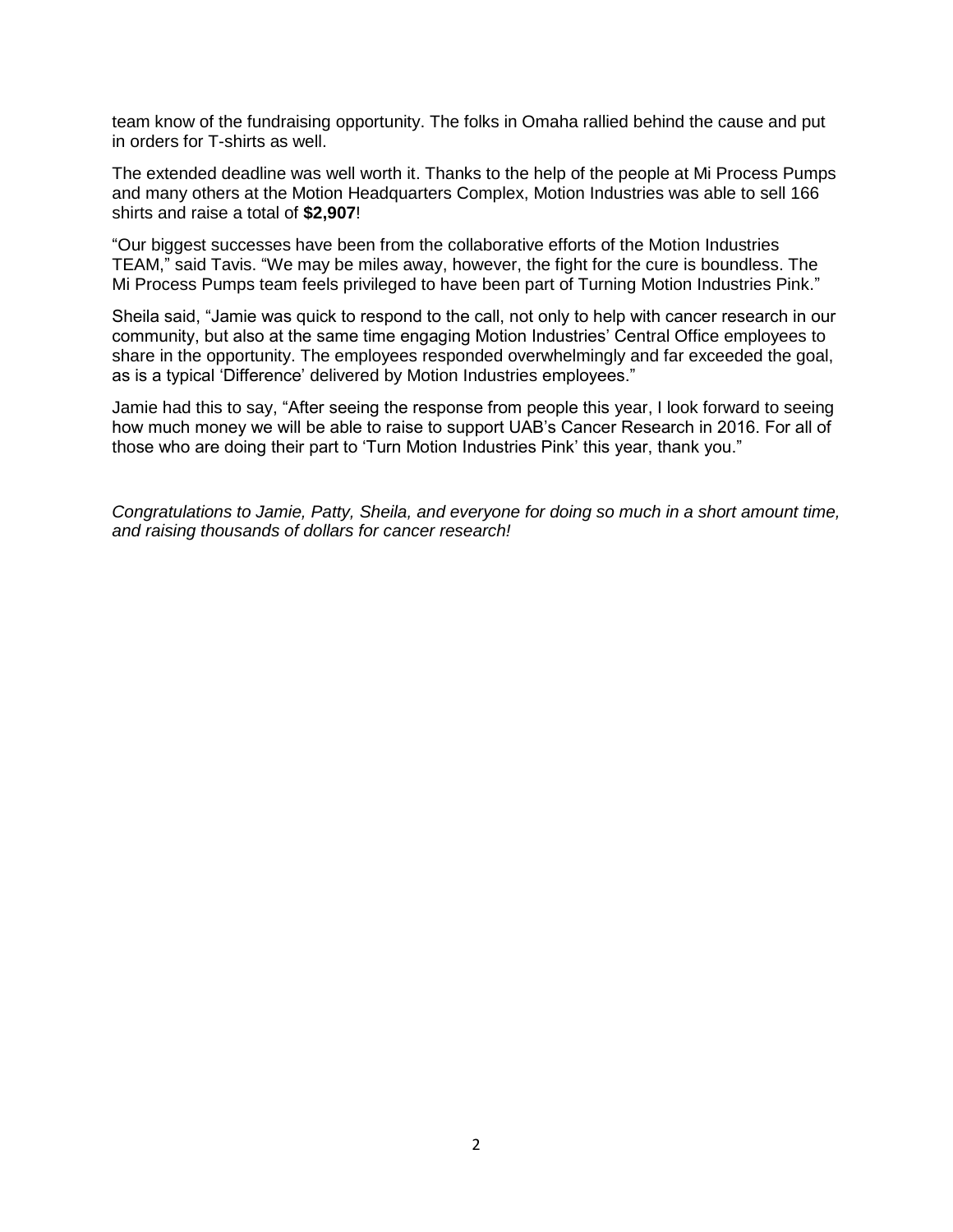team know of the fundraising opportunity. The folks in Omaha rallied behind the cause and put in orders for T-shirts as well.

The extended deadline was well worth it. Thanks to the help of the people at Mi Process Pumps and many others at the Motion Headquarters Complex, Motion Industries was able to sell 166 shirts and raise a total of **$2,907**!

“Our biggest successes have been from the collaborative efforts of the Motion Industries TEAM,” said Tavis. “We may be miles away, however, the fight for the cure is boundless. The Mi Process Pumps team feels privileged to have been part of Turning Motion Industries Pink.”

Sheila said, “Jamie was quick to respond to the call, not only to help with cancer research in our community, but also at the same time engaging Motion Industries’ Central Office employees to share in the opportunity. The employees responded overwhelmingly and far exceeded the goal, as is a typical ‘Difference’ delivered by Motion Industries employees.”

Jamie had this to say, “After seeing the response from people this year, I look forward to seeing how much money we will be able to raise to support UAB’s Cancer Research in 2016. For all of those who are doing their part to ‘Turn Motion Industries Pink’ this year, thank you.”

*Congratulations to Jamie, Patty, Sheila, and everyone for doing so much in a short amount time, and raising thousands of dollars for cancer research!*